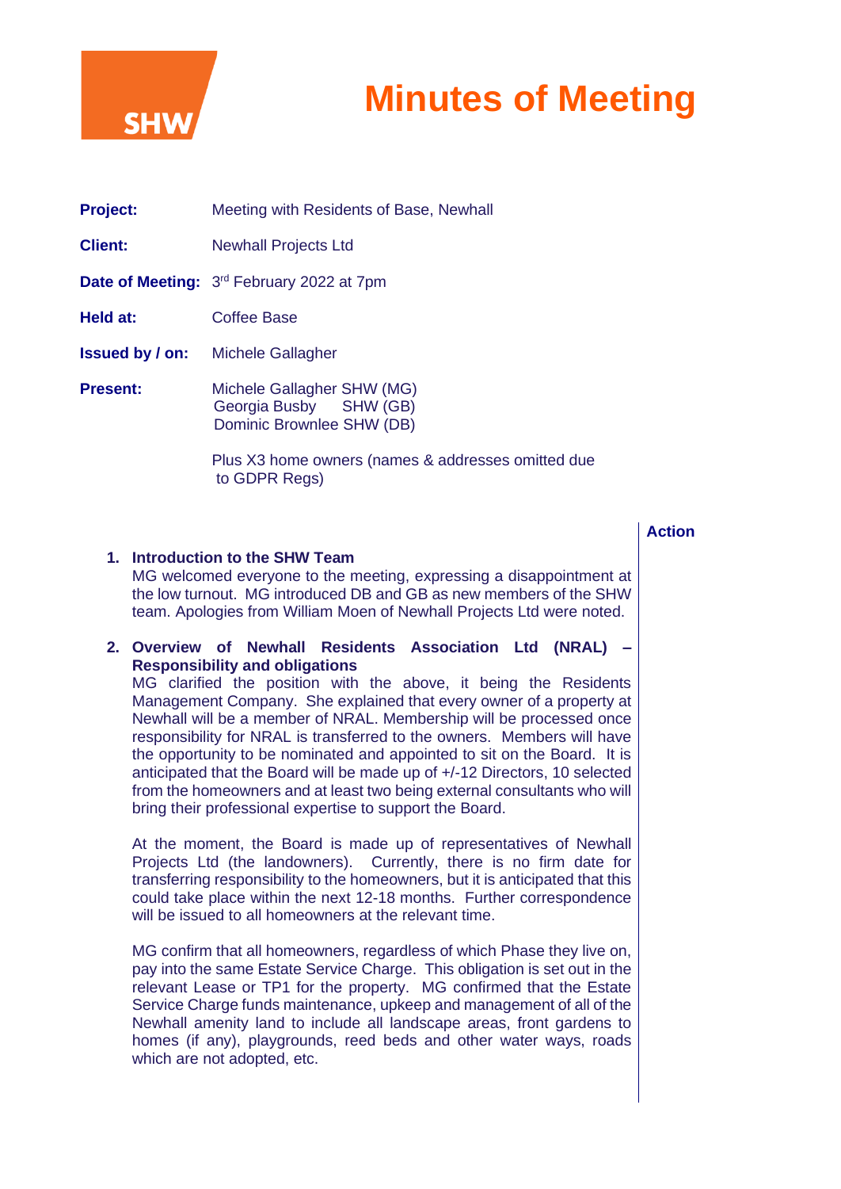SHW

# Minutes of Meeting

**Project:** Meeting with Residents of Base, Newhall

**Client:** Newhall Projects Ltd

**Date of Meeting:** 3rd February 2022 at 7pm

**Held at:** Coffee Base

**Issued by / on:** Michele Gallagher

**Present:** Michele Gallagher SHW (MG)
Georgia Busby SHW (GB)
Dominic Brownlee SHW (DB)

Plus X3 home owners (names & addresses omitted due to GDPR Regs)

**Action**

1. **Introduction to the SHW Team**
   MG welcomed everyone to the meeting, expressing a disappointment at the low turnout. MG introduced DB and GB as new members of the SHW team. Apologies from William Moen of Newhall Projects Ltd were noted.

2. **Overview of Newhall Residents Association Ltd (NRAL) – Responsibility and obligations**
   MG clarified the position with the above, it being the Residents Management Company. She explained that every owner of a property at Newhall will be a member of NRAL. Membership will be processed once responsibility for NRAL is transferred to the owners. Members will have the opportunity to be nominated and appointed to sit on the Board. It is anticipated that the Board will be made up of +/-12 Directors, 10 selected from the homeowners and at least two being external consultants who will bring their professional expertise to support the Board.

   At the moment, the Board is made up of representatives of Newhall Projects Ltd (the landowners). Currently, there is no firm date for transferring responsibility to the homeowners, but it is anticipated that this could take place within the next 12-18 months. Further correspondence will be issued to all homeowners at the relevant time.

   MG confirm that all homeowners, regardless of which Phase they live on, pay into the same Estate Service Charge. This obligation is set out in the relevant Lease or TP1 for the property. MG confirmed that the Estate Service Charge funds maintenance, upkeep and management of all of the Newhall amenity land to include all landscape areas, front gardens to homes (if any), playgrounds, reed beds and other water ways, roads which are not adopted, etc.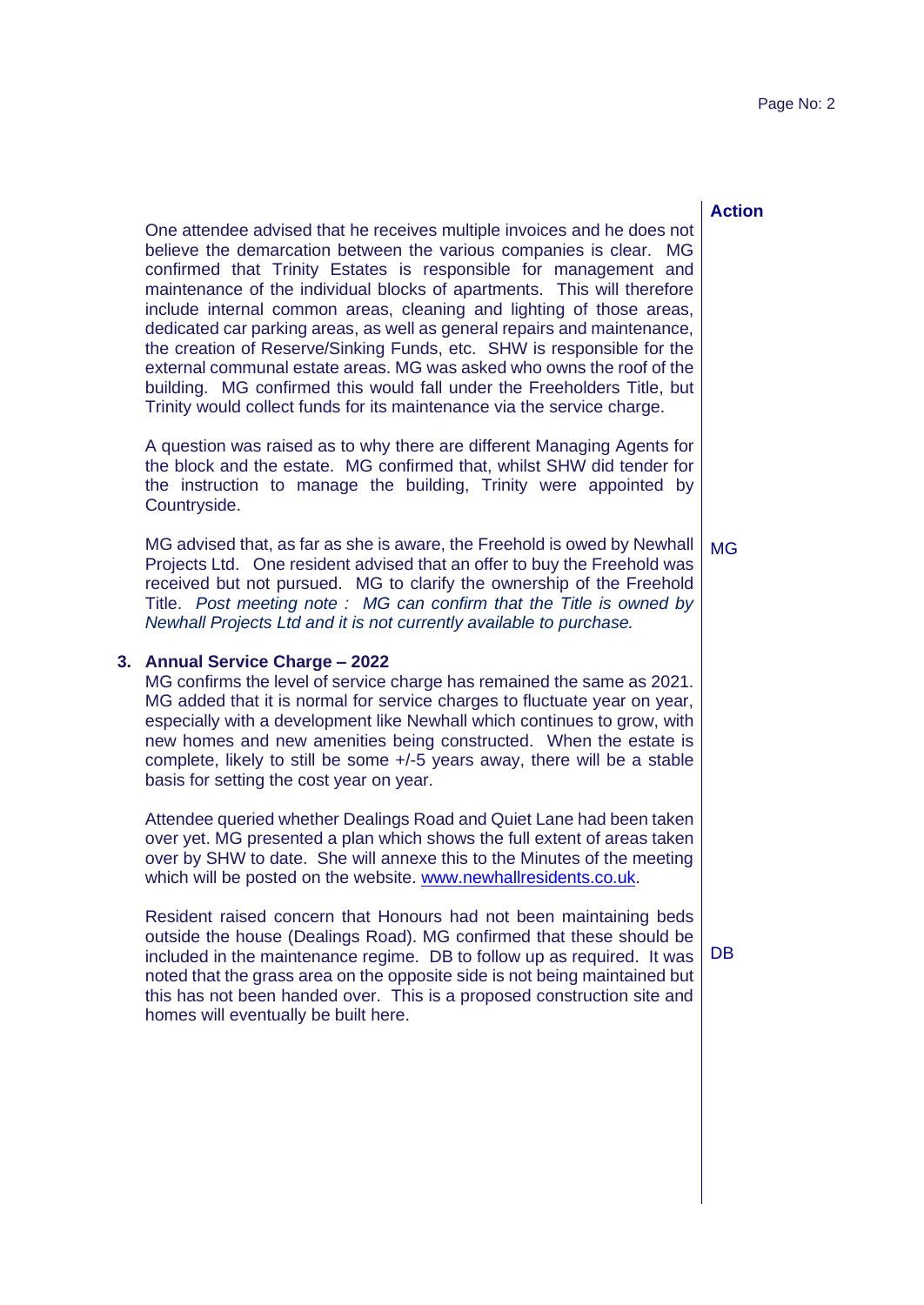**Action**

One attendee advised that he receives multiple invoices and he does not believe the demarcation between the various companies is clear. MG confirmed that Trinity Estates is responsible for management and maintenance of the individual blocks of apartments. This will therefore include internal common areas, cleaning and lighting of those areas, dedicated car parking areas, as well as general repairs and maintenance, the creation of Reserve/Sinking Funds, etc. SHW is responsible for the external communal estate areas. MG was asked who owns the roof of the building. MG confirmed this would fall under the Freeholders Title, but Trinity would collect funds for its maintenance via the service charge.

A question was raised as to why there are different Managing Agents for the block and the estate. MG confirmed that, whilst SHW did tender for the instruction to manage the building, Trinity were appointed by Countryside.

MG advised that, as far as she is aware, the Freehold is owed by Newhall Projects Ltd. One resident advised that an offer to buy the Freehold was received but not pursued. MG to clarify the ownership of the Freehold Title. *Post meeting note : MG can confirm that the Title is owned by Newhall Projects Ltd and it is not currently available to purchase.* — **MG**

## 3. Annual Service Charge – 2022

MG confirms the level of service charge has remained the same as 2021. MG added that it is normal for service charges to fluctuate year on year, especially with a development like Newhall which continues to grow, with new homes and new amenities being constructed. When the estate is complete, likely to still be some +/-5 years away, there will be a stable basis for setting the cost year on year.

Attendee queried whether Dealings Road and Quiet Lane had been taken over yet. MG presented a plan which shows the full extent of areas taken over by SHW to date. She will annexe this to the Minutes of the meeting which will be posted on the website. [www.newhallresidents.co.uk](http://www.newhallresidents.co.uk).

Resident raised concern that Honours had not been maintaining beds outside the house (Dealings Road). MG confirmed that these should be included in the maintenance regime. DB to follow up as required. It was noted that the grass area on the opposite side is not being maintained but this has not been handed over. This is a proposed construction site and homes will eventually be built here. — **DB**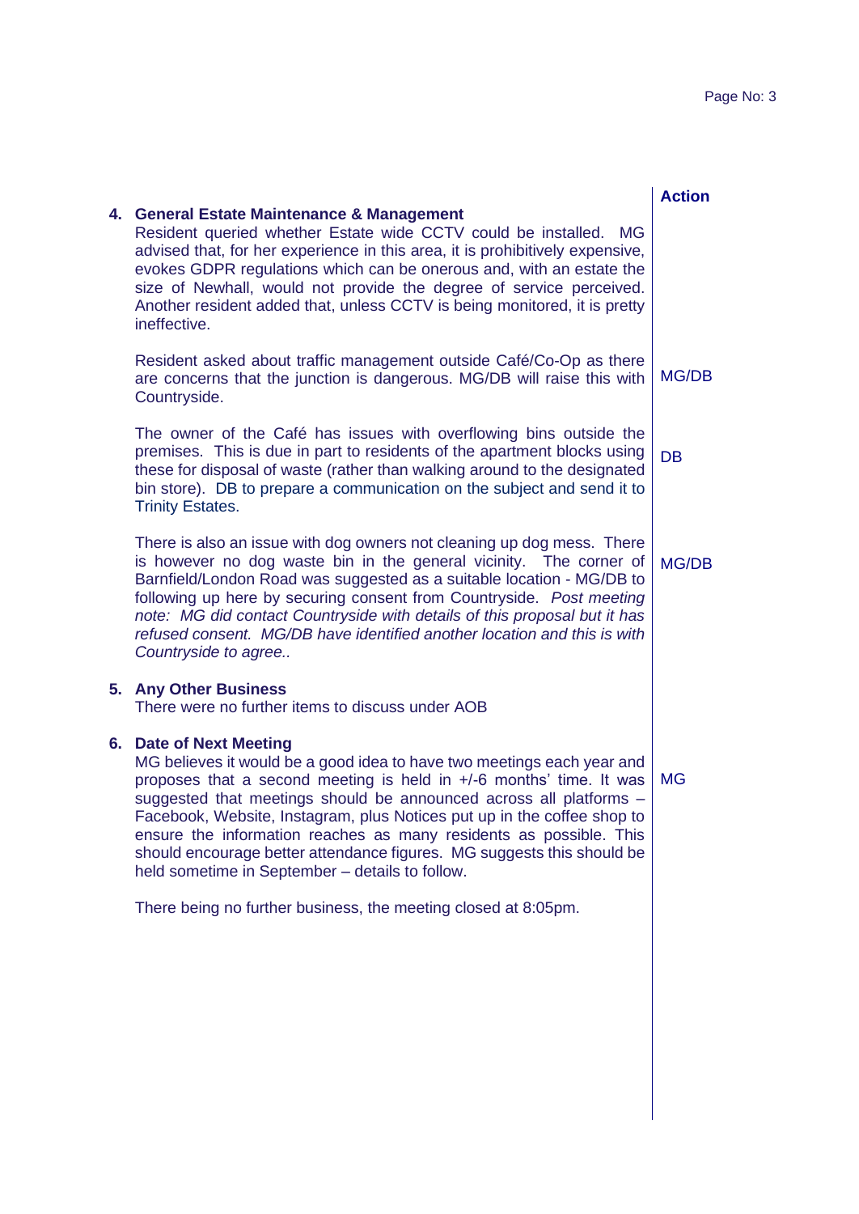| | Action |
|---|---|
| **4. General Estate Maintenance & Management** | |
| Resident queried whether Estate wide CCTV could be installed. MG advised that, for her experience in this area, it is prohibitively expensive, evokes GDPR regulations which can be onerous and, with an estate the size of Newhall, would not provide the degree of service perceived. Another resident added that, unless CCTV is being monitored, it is pretty ineffective. | |
| Resident asked about traffic management outside Café/Co-Op as there are concerns that the junction is dangerous. MG/DB will raise this with Countryside. | MG/DB |
| The owner of the Café has issues with overflowing bins outside the premises. This is due in part to residents of the apartment blocks using these for disposal of waste (rather than walking around to the designated bin store). DB to prepare a communication on the subject and send it to Trinity Estates. | DB |
| There is also an issue with dog owners not cleaning up dog mess. There is however no dog waste bin in the general vicinity. The corner of Barnfield/London Road was suggested as a suitable location - MG/DB to following up here by securing consent from Countryside. *Post meeting note: MG did contact Countryside with details of this proposal but it has refused consent. MG/DB have identified another location and this is with Countryside to agree..* | MG/DB |
| **5. Any Other Business** | |
| There were no further items to discuss under AOB | |
| **6. Date of Next Meeting** | |
| MG believes it would be a good idea to have two meetings each year and proposes that a second meeting is held in +/-6 months' time. It was suggested that meetings should be announced across all platforms – Facebook, Website, Instagram, plus Notices put up in the coffee shop to ensure the information reaches as many residents as possible. This should encourage better attendance figures. MG suggests this should be held sometime in September – details to follow. | MG |
| There being no further business, the meeting closed at 8:05pm. | |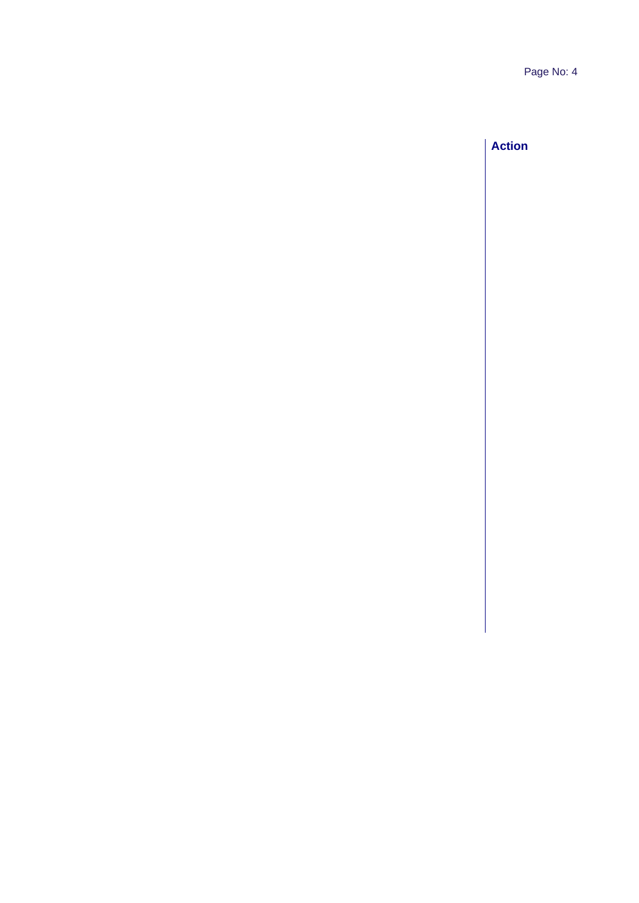**Action**